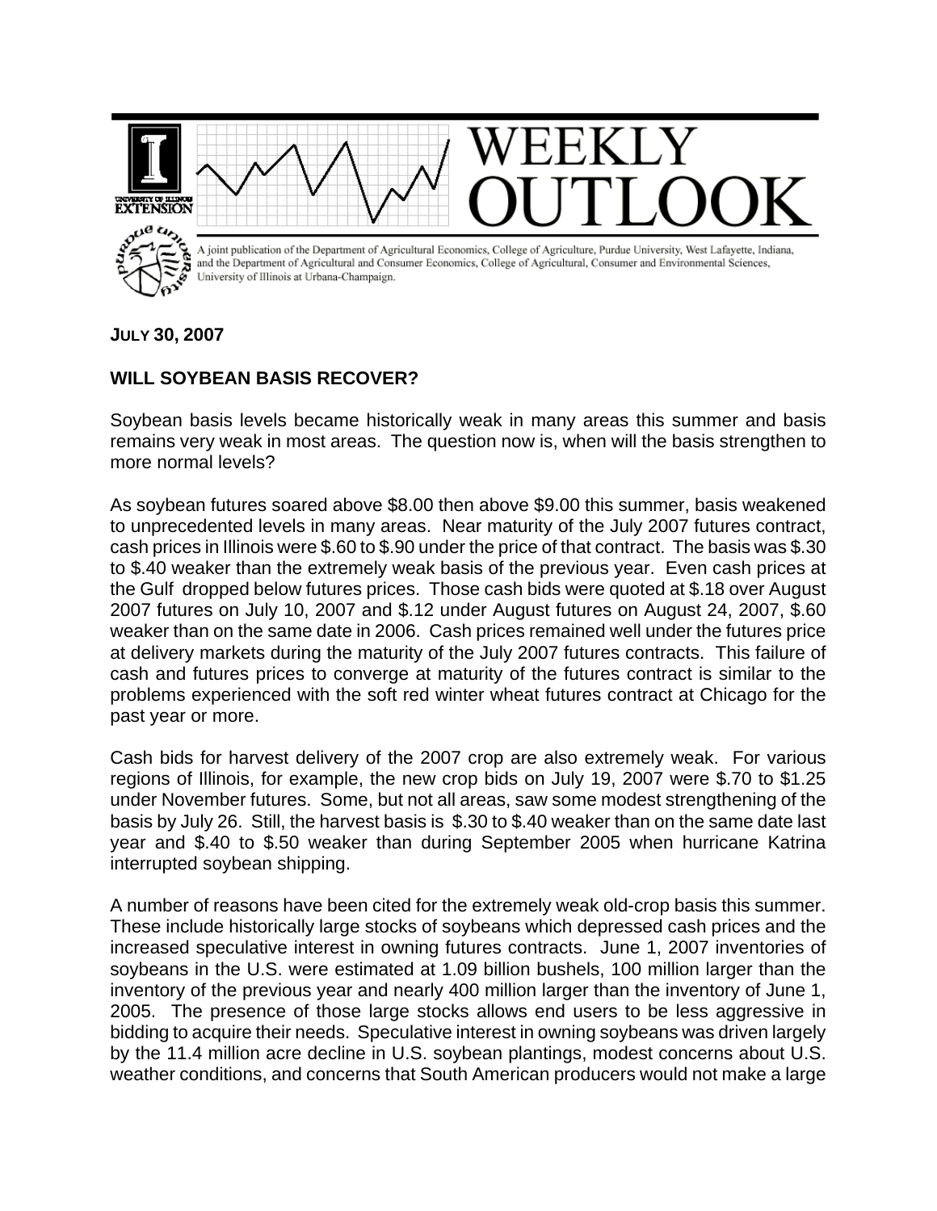# WEEKLY OUTLOOK

A joint publication of the Department of Agricultural Economics, College of Agriculture, Purdue University, West Lafayette, Indiana, and the Department of Agricultural and Consumer Economics, College of Agricultural, Consumer and Environmental Sciences, University of Illinois at Urbana-Champaign.

**JULY 30, 2007**

## WILL SOYBEAN BASIS RECOVER?

Soybean basis levels became historically weak in many areas this summer and basis remains very weak in most areas. The question now is, when will the basis strengthen to more normal levels?

As soybean futures soared above $8.00 then above $9.00 this summer, basis weakened to unprecedented levels in many areas. Near maturity of the July 2007 futures contract, cash prices in Illinois were $.60 to $.90 under the price of that contract. The basis was $.30 to $.40 weaker than the extremely weak basis of the previous year. Even cash prices at the Gulf dropped below futures prices. Those cash bids were quoted at $.18 over August 2007 futures on July 10, 2007 and $.12 under August futures on August 24, 2007, $.60 weaker than on the same date in 2006. Cash prices remained well under the futures price at delivery markets during the maturity of the July 2007 futures contracts. This failure of cash and futures prices to converge at maturity of the futures contract is similar to the problems experienced with the soft red winter wheat futures contract at Chicago for the past year or more.

Cash bids for harvest delivery of the 2007 crop are also extremely weak. For various regions of Illinois, for example, the new crop bids on July 19, 2007 were $.70 to $1.25 under November futures. Some, but not all areas, saw some modest strengthening of the basis by July 26. Still, the harvest basis is $.30 to $.40 weaker than on the same date last year and $.40 to $.50 weaker than during September 2005 when hurricane Katrina interrupted soybean shipping.

A number of reasons have been cited for the extremely weak old-crop basis this summer. These include historically large stocks of soybeans which depressed cash prices and the increased speculative interest in owning futures contracts. June 1, 2007 inventories of soybeans in the U.S. were estimated at 1.09 billion bushels, 100 million larger than the inventory of the previous year and nearly 400 million larger than the inventory of June 1, 2005. The presence of those large stocks allows end users to be less aggressive in bidding to acquire their needs. Speculative interest in owning soybeans was driven largely by the 11.4 million acre decline in U.S. soybean plantings, modest concerns about U.S. weather conditions, and concerns that South American producers would not make a large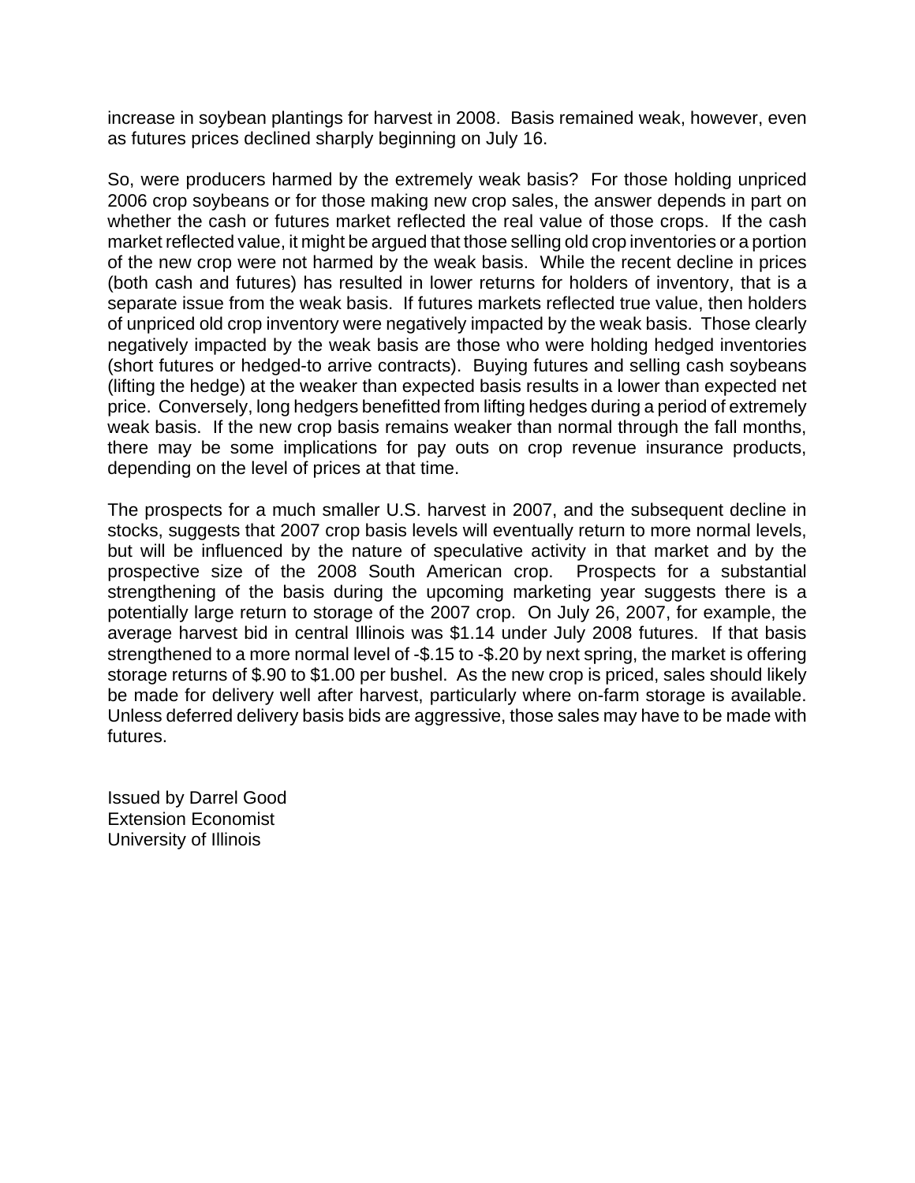increase in soybean plantings for harvest in 2008. Basis remained weak, however, even as futures prices declined sharply beginning on July 16.

So, were producers harmed by the extremely weak basis? For those holding unpriced 2006 crop soybeans or for those making new crop sales, the answer depends in part on whether the cash or futures market reflected the real value of those crops. If the cash market reflected value, it might be argued that those selling old crop inventories or a portion of the new crop were not harmed by the weak basis. While the recent decline in prices (both cash and futures) has resulted in lower returns for holders of inventory, that is a separate issue from the weak basis. If futures markets reflected true value, then holders of unpriced old crop inventory were negatively impacted by the weak basis. Those clearly negatively impacted by the weak basis are those who were holding hedged inventories (short futures or hedged-to arrive contracts). Buying futures and selling cash soybeans (lifting the hedge) at the weaker than expected basis results in a lower than expected net price. Conversely, long hedgers benefitted from lifting hedges during a period of extremely weak basis. If the new crop basis remains weaker than normal through the fall months, there may be some implications for pay outs on crop revenue insurance products, depending on the level of prices at that time.

The prospects for a much smaller U.S. harvest in 2007, and the subsequent decline in stocks, suggests that 2007 crop basis levels will eventually return to more normal levels, but will be influenced by the nature of speculative activity in that market and by the prospective size of the 2008 South American crop. Prospects for a substantial strengthening of the basis during the upcoming marketing year suggests there is a potentially large return to storage of the 2007 crop. On July 26, 2007, for example, the average harvest bid in central Illinois was $1.14 under July 2008 futures. If that basis strengthened to a more normal level of -$.15 to -$.20 by next spring, the market is offering storage returns of $.90 to $1.00 per bushel. As the new crop is priced, sales should likely be made for delivery well after harvest, particularly where on-farm storage is available. Unless deferred delivery basis bids are aggressive, those sales may have to be made with futures.

Issued by Darrel Good
Extension Economist
University of Illinois